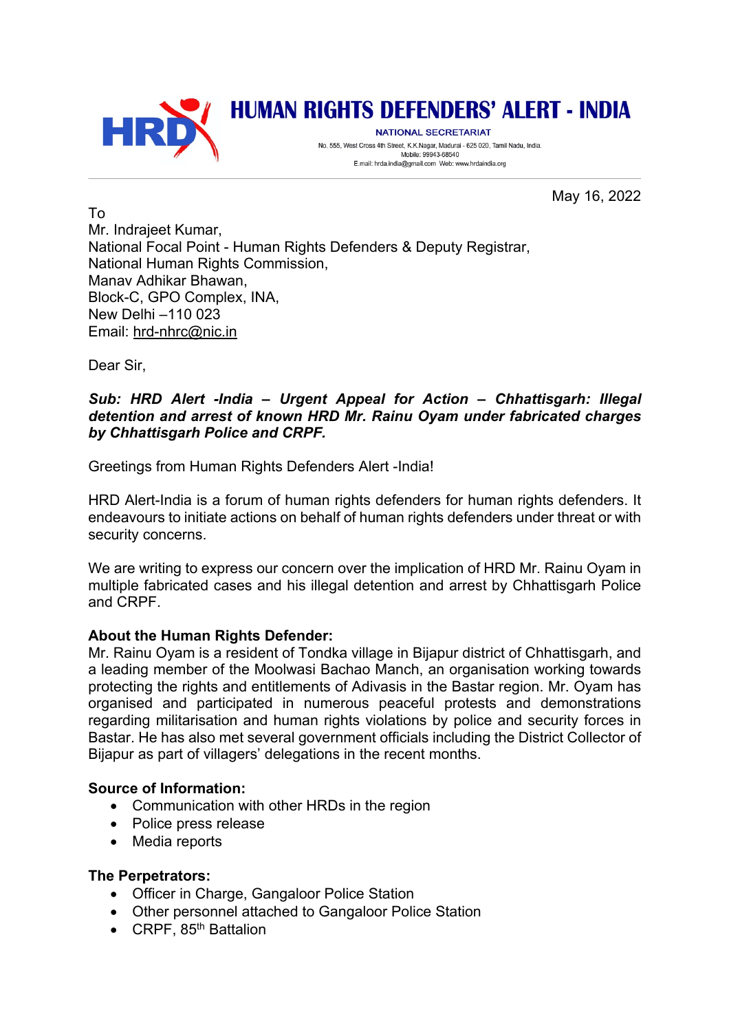# HUMAN RIGHTS DEFENDERS' ALERT - INDIA

NATIONAL SECRETARIAT

No. 555, West Cross 4th Street, K.K.Nagar, Madurai - 625 020, Tamil Nadu, India.
Mobile: 99943-68540
E.mail: hrda.india@gmail.com Web: www.hrdaindia.org

May 16, 2022

To
Mr. Indrajeet Kumar,
National Focal Point - Human Rights Defenders & Deputy Registrar,
National Human Rights Commission,
Manav Adhikar Bhawan,
Block-C, GPO Complex, INA,
New Delhi –110 023
Email: hrd-nhrc@nic.in

Dear Sir,

***Sub: HRD Alert -India – Urgent Appeal for Action – Chhattisgarh: Illegal detention and arrest of known HRD Mr. Rainu Oyam under fabricated charges by Chhattisgarh Police and CRPF.***

Greetings from Human Rights Defenders Alert -India!

HRD Alert-India is a forum of human rights defenders for human rights defenders. It endeavours to initiate actions on behalf of human rights defenders under threat or with security concerns.

We are writing to express our concern over the implication of HRD Mr. Rainu Oyam in multiple fabricated cases and his illegal detention and arrest by Chhattisgarh Police and CRPF.

**About the Human Rights Defender:**
Mr. Rainu Oyam is a resident of Tondka village in Bijapur district of Chhattisgarh, and a leading member of the Moolwasi Bachao Manch, an organisation working towards protecting the rights and entitlements of Adivasis in the Bastar region. Mr. Oyam has organised and participated in numerous peaceful protests and demonstrations regarding militarisation and human rights violations by police and security forces in Bastar. He has also met several government officials including the District Collector of Bijapur as part of villagers' delegations in the recent months.

**Source of Information:**

- Communication with other HRDs in the region
- Police press release
- Media reports

**The Perpetrators:**

- Officer in Charge, Gangaloor Police Station
- Other personnel attached to Gangaloor Police Station
- CRPF, 85th Battalion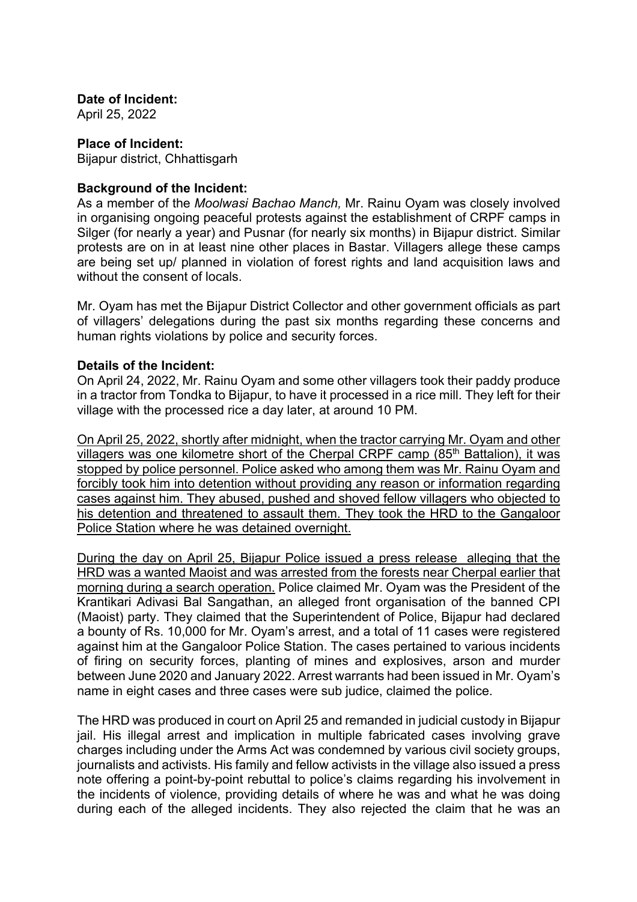**Date of Incident:**
April 25, 2022

**Place of Incident:**
Bijapur district, Chhattisgarh

**Background of the Incident:**
As a member of the *Moolwasi Bachao Manch,* Mr. Rainu Oyam was closely involved in organising ongoing peaceful protests against the establishment of CRPF camps in Silger (for nearly a year) and Pusnar (for nearly six months) in Bijapur district. Similar protests are on in at least nine other places in Bastar. Villagers allege these camps are being set up/ planned in violation of forest rights and land acquisition laws and without the consent of locals.

Mr. Oyam has met the Bijapur District Collector and other government officials as part of villagers' delegations during the past six months regarding these concerns and human rights violations by police and security forces.

**Details of the Incident:**
On April 24, 2022, Mr. Rainu Oyam and some other villagers took their paddy produce in a tractor from Tondka to Bijapur, to have it processed in a rice mill. They left for their village with the processed rice a day later, at around 10 PM.

<u>On April 25, 2022, shortly after midnight, when the tractor carrying Mr. Oyam and other villagers was one kilometre short of the Cherpal CRPF camp (85th Battalion), it was stopped by police personnel. Police asked who among them was Mr. Rainu Oyam and forcibly took him into detention without providing any reason or information regarding cases against him. They abused, pushed and shoved fellow villagers who objected to his detention and threatened to assault them. They took the HRD to the Gangaloor Police Station where he was detained overnight.</u>

<u>During the day on April 25, Bijapur Police issued a press release alleging that the HRD was a wanted Maoist and was arrested from the forests near Cherpal earlier that morning during a search operation.</u> Police claimed Mr. Oyam was the President of the Krantikari Adivasi Bal Sangathan, an alleged front organisation of the banned CPI (Maoist) party. They claimed that the Superintendent of Police, Bijapur had declared a bounty of Rs. 10,000 for Mr. Oyam's arrest, and a total of 11 cases were registered against him at the Gangaloor Police Station. The cases pertained to various incidents of firing on security forces, planting of mines and explosives, arson and murder between June 2020 and January 2022. Arrest warrants had been issued in Mr. Oyam's name in eight cases and three cases were sub judice, claimed the police.

The HRD was produced in court on April 25 and remanded in judicial custody in Bijapur jail. His illegal arrest and implication in multiple fabricated cases involving grave charges including under the Arms Act was condemned by various civil society groups, journalists and activists. His family and fellow activists in the village also issued a press note offering a point-by-point rebuttal to police's claims regarding his involvement in the incidents of violence, providing details of where he was and what he was doing during each of the alleged incidents. They also rejected the claim that he was an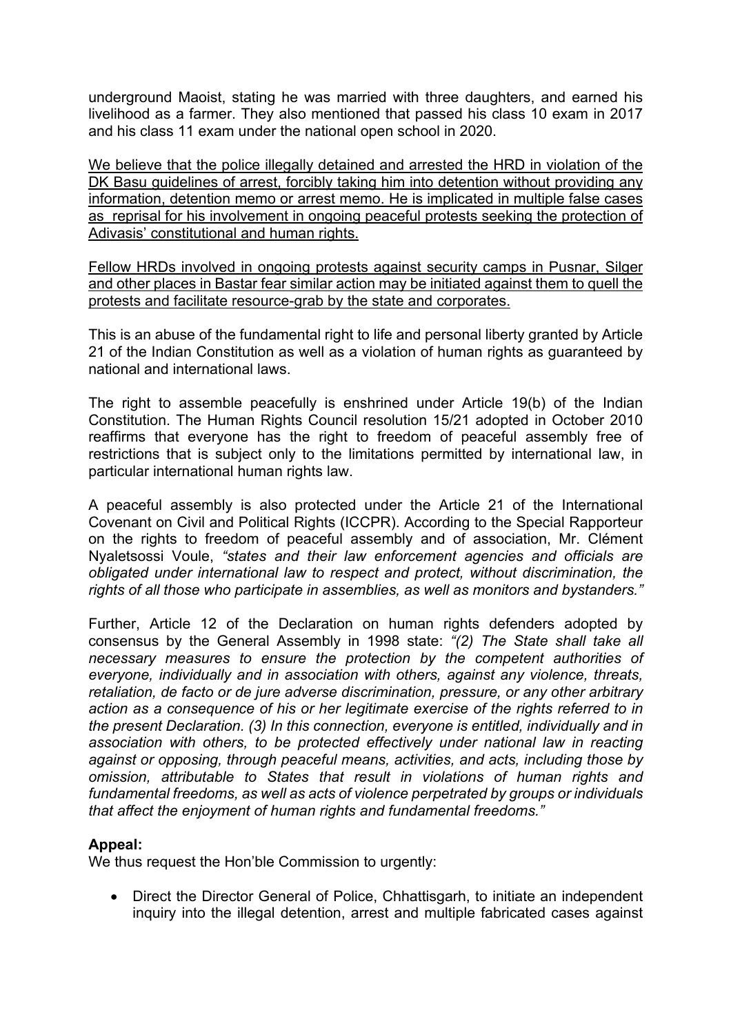underground Maoist, stating he was married with three daughters, and earned his livelihood as a farmer. They also mentioned that passed his class 10 exam in 2017 and his class 11 exam under the national open school in 2020.

<u>We believe that the police illegally detained and arrested the HRD in violation of the DK Basu guidelines of arrest, forcibly taking him into detention without providing any information, detention memo or arrest memo. He is implicated in multiple false cases as reprisal for his involvement in ongoing peaceful protests seeking the protection of Adivasis' constitutional and human rights.</u>

<u>Fellow HRDs involved in ongoing protests against security camps in Pusnar, Silger and other places in Bastar fear similar action may be initiated against them to quell the protests and facilitate resource-grab by the state and corporates.</u>

This is an abuse of the fundamental right to life and personal liberty granted by Article 21 of the Indian Constitution as well as a violation of human rights as guaranteed by national and international laws.

The right to assemble peacefully is enshrined under Article 19(b) of the Indian Constitution. The Human Rights Council resolution 15/21 adopted in October 2010 reaffirms that everyone has the right to freedom of peaceful assembly free of restrictions that is subject only to the limitations permitted by international law, in particular international human rights law.

A peaceful assembly is also protected under the Article 21 of the International Covenant on Civil and Political Rights (ICCPR). According to the Special Rapporteur on the rights to freedom of peaceful assembly and of association, Mr. Clément Nyaletsossi Voule, *"states and their law enforcement agencies and officials are obligated under international law to respect and protect, without discrimination, the rights of all those who participate in assemblies, as well as monitors and bystanders."*

Further, Article 12 of the Declaration on human rights defenders adopted by consensus by the General Assembly in 1998 state: *"(2) The State shall take all necessary measures to ensure the protection by the competent authorities of everyone, individually and in association with others, against any violence, threats, retaliation, de facto or de jure adverse discrimination, pressure, or any other arbitrary action as a consequence of his or her legitimate exercise of the rights referred to in the present Declaration. (3) In this connection, everyone is entitled, individually and in association with others, to be protected effectively under national law in reacting against or opposing, through peaceful means, activities, and acts, including those by omission, attributable to States that result in violations of human rights and fundamental freedoms, as well as acts of violence perpetrated by groups or individuals that affect the enjoyment of human rights and fundamental freedoms."*

**Appeal:**

We thus request the Hon'ble Commission to urgently:

- Direct the Director General of Police, Chhattisgarh, to initiate an independent inquiry into the illegal detention, arrest and multiple fabricated cases against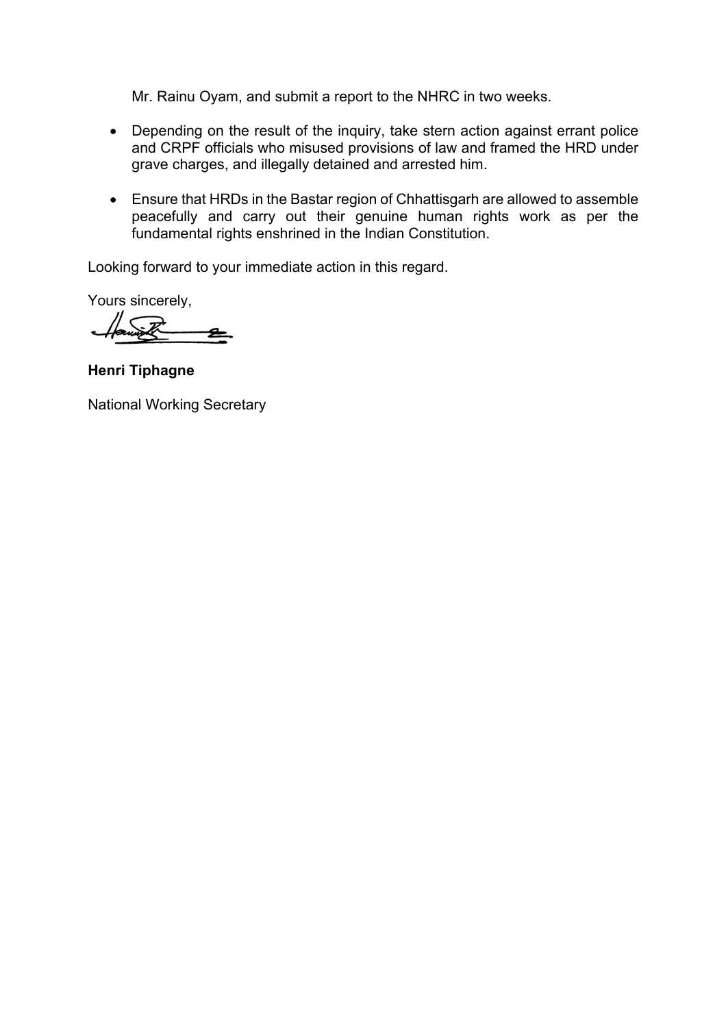Mr. Rainu Oyam, and submit a report to the NHRC in two weeks.

- Depending on the result of the inquiry, take stern action against errant police and CRPF officials who misused provisions of law and framed the HRD under grave charges, and illegally detained and arrested him.
- Ensure that HRDs in the Bastar region of Chhattisgarh are allowed to assemble peacefully and carry out their genuine human rights work as per the fundamental rights enshrined in the Indian Constitution.

Looking forward to your immediate action in this regard.

Yours sincerely,

**Henri Tiphagne**

National Working Secretary